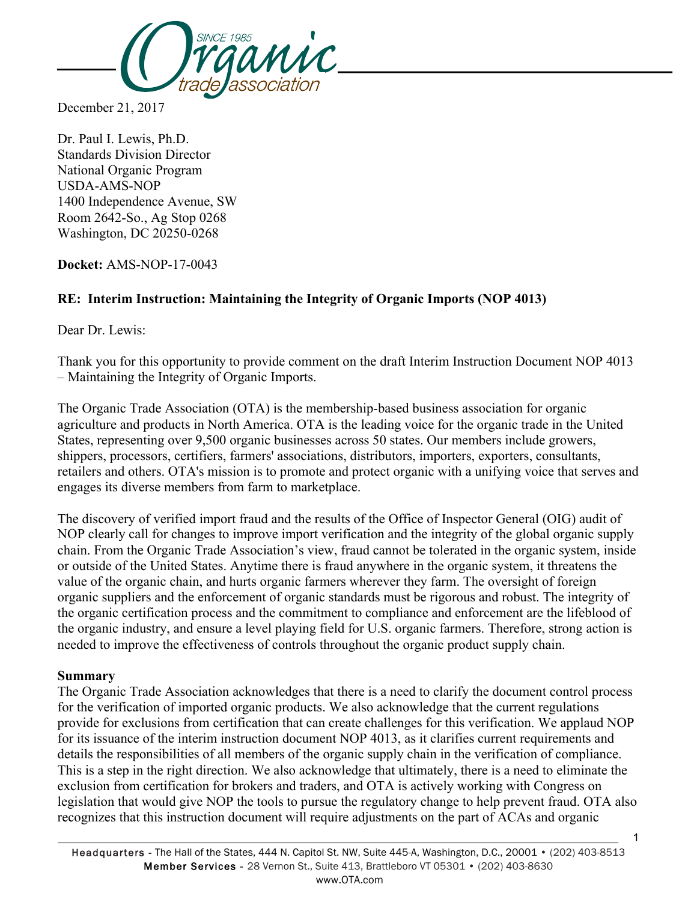December 21, 2017

Dr. Paul I. Lewis, Ph.D.
Standards Division Director
National Organic Program
USDA-AMS-NOP
1400 Independence Avenue, SW
Room 2642-So., Ag Stop 0268
Washington, DC 20250-0268

**Docket:** AMS-NOP-17-0043

**RE: Interim Instruction: Maintaining the Integrity of Organic Imports (NOP 4013)**

Dear Dr. Lewis:

Thank you for this opportunity to provide comment on the draft Interim Instruction Document NOP 4013 – Maintaining the Integrity of Organic Imports.

The Organic Trade Association (OTA) is the membership-based business association for organic agriculture and products in North America. OTA is the leading voice for the organic trade in the United States, representing over 9,500 organic businesses across 50 states. Our members include growers, shippers, processors, certifiers, farmers' associations, distributors, importers, exporters, consultants, retailers and others. OTA's mission is to promote and protect organic with a unifying voice that serves and engages its diverse members from farm to marketplace.

The discovery of verified import fraud and the results of the Office of Inspector General (OIG) audit of NOP clearly call for changes to improve import verification and the integrity of the global organic supply chain. From the Organic Trade Association's view, fraud cannot be tolerated in the organic system, inside or outside of the United States. Anytime there is fraud anywhere in the organic system, it threatens the value of the organic chain, and hurts organic farmers wherever they farm. The oversight of foreign organic suppliers and the enforcement of organic standards must be rigorous and robust. The integrity of the organic certification process and the commitment to compliance and enforcement are the lifeblood of the organic industry, and ensure a level playing field for U.S. organic farmers. Therefore, strong action is needed to improve the effectiveness of controls throughout the organic product supply chain.

**Summary**

The Organic Trade Association acknowledges that there is a need to clarify the document control process for the verification of imported organic products. We also acknowledge that the current regulations provide for exclusions from certification that can create challenges for this verification. We applaud NOP for its issuance of the interim instruction document NOP 4013, as it clarifies current requirements and details the responsibilities of all members of the organic supply chain in the verification of compliance. This is a step in the right direction. We also acknowledge that ultimately, there is a need to eliminate the exclusion from certification for brokers and traders, and OTA is actively working with Congress on legislation that would give NOP the tools to pursue the regulatory change to help prevent fraud. OTA also recognizes that this instruction document will require adjustments on the part of ACAs and organic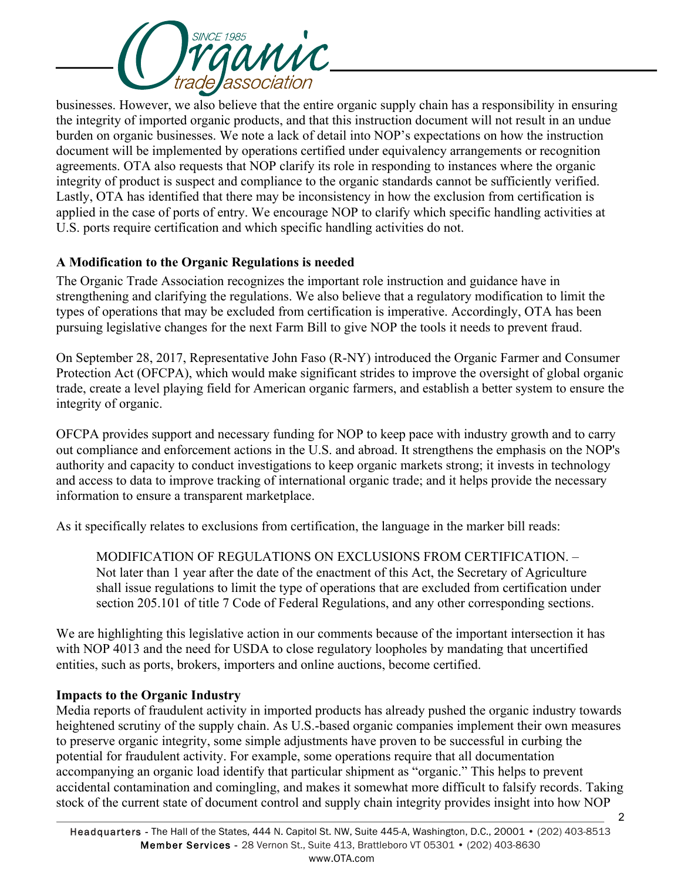businesses. However, we also believe that the entire organic supply chain has a responsibility in ensuring the integrity of imported organic products, and that this instruction document will not result in an undue burden on organic businesses. We note a lack of detail into NOP's expectations on how the instruction document will be implemented by operations certified under equivalency arrangements or recognition agreements. OTA also requests that NOP clarify its role in responding to instances where the organic integrity of product is suspect and compliance to the organic standards cannot be sufficiently verified. Lastly, OTA has identified that there may be inconsistency in how the exclusion from certification is applied in the case of ports of entry. We encourage NOP to clarify which specific handling activities at U.S. ports require certification and which specific handling activities do not.

**A Modification to the Organic Regulations is needed**

The Organic Trade Association recognizes the important role instruction and guidance have in strengthening and clarifying the regulations. We also believe that a regulatory modification to limit the types of operations that may be excluded from certification is imperative. Accordingly, OTA has been pursuing legislative changes for the next Farm Bill to give NOP the tools it needs to prevent fraud.

On September 28, 2017, Representative John Faso (R-NY) introduced the Organic Farmer and Consumer Protection Act (OFCPA), which would make significant strides to improve the oversight of global organic trade, create a level playing field for American organic farmers, and establish a better system to ensure the integrity of organic.

OFCPA provides support and necessary funding for NOP to keep pace with industry growth and to carry out compliance and enforcement actions in the U.S. and abroad. It strengthens the emphasis on the NOP's authority and capacity to conduct investigations to keep organic markets strong; it invests in technology and access to data to improve tracking of international organic trade; and it helps provide the necessary information to ensure a transparent marketplace.

As it specifically relates to exclusions from certification, the language in the marker bill reads:

> MODIFICATION OF REGULATIONS ON EXCLUSIONS FROM CERTIFICATION. – Not later than 1 year after the date of the enactment of this Act, the Secretary of Agriculture shall issue regulations to limit the type of operations that are excluded from certification under section 205.101 of title 7 Code of Federal Regulations, and any other corresponding sections.

We are highlighting this legislative action in our comments because of the important intersection it has with NOP 4013 and the need for USDA to close regulatory loopholes by mandating that uncertified entities, such as ports, brokers, importers and online auctions, become certified.

**Impacts to the Organic Industry**

Media reports of fraudulent activity in imported products has already pushed the organic industry towards heightened scrutiny of the supply chain. As U.S.-based organic companies implement their own measures to preserve organic integrity, some simple adjustments have proven to be successful in curbing the potential for fraudulent activity. For example, some operations require that all documentation accompanying an organic load identify that particular shipment as "organic." This helps to prevent accidental contamination and comingling, and makes it somewhat more difficult to falsify records. Taking stock of the current state of document control and supply chain integrity provides insight into how NOP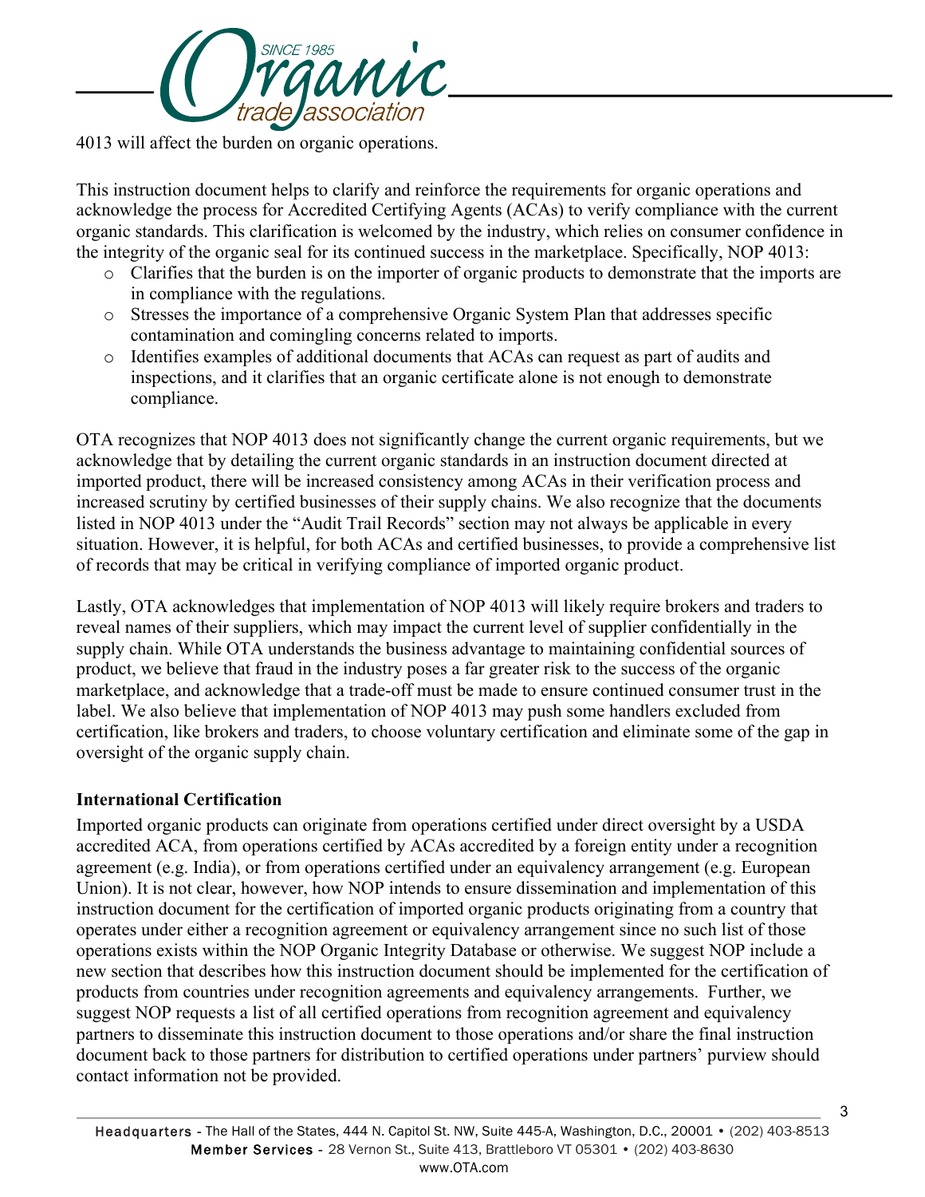4013 will affect the burden on organic operations.

This instruction document helps to clarify and reinforce the requirements for organic operations and acknowledge the process for Accredited Certifying Agents (ACAs) to verify compliance with the current organic standards. This clarification is welcomed by the industry, which relies on consumer confidence in the integrity of the organic seal for its continued success in the marketplace. Specifically, NOP 4013:

- Clarifies that the burden is on the importer of organic products to demonstrate that the imports are in compliance with the regulations.
- Stresses the importance of a comprehensive Organic System Plan that addresses specific contamination and comingling concerns related to imports.
- Identifies examples of additional documents that ACAs can request as part of audits and inspections, and it clarifies that an organic certificate alone is not enough to demonstrate compliance.

OTA recognizes that NOP 4013 does not significantly change the current organic requirements, but we acknowledge that by detailing the current organic standards in an instruction document directed at imported product, there will be increased consistency among ACAs in their verification process and increased scrutiny by certified businesses of their supply chains. We also recognize that the documents listed in NOP 4013 under the "Audit Trail Records" section may not always be applicable in every situation. However, it is helpful, for both ACAs and certified businesses, to provide a comprehensive list of records that may be critical in verifying compliance of imported organic product.

Lastly, OTA acknowledges that implementation of NOP 4013 will likely require brokers and traders to reveal names of their suppliers, which may impact the current level of supplier confidentially in the supply chain. While OTA understands the business advantage to maintaining confidential sources of product, we believe that fraud in the industry poses a far greater risk to the success of the organic marketplace, and acknowledge that a trade-off must be made to ensure continued consumer trust in the label. We also believe that implementation of NOP 4013 may push some handlers excluded from certification, like brokers and traders, to choose voluntary certification and eliminate some of the gap in oversight of the organic supply chain.

**International Certification**

Imported organic products can originate from operations certified under direct oversight by a USDA accredited ACA, from operations certified by ACAs accredited by a foreign entity under a recognition agreement (e.g. India), or from operations certified under an equivalency arrangement (e.g. European Union). It is not clear, however, how NOP intends to ensure dissemination and implementation of this instruction document for the certification of imported organic products originating from a country that operates under either a recognition agreement or equivalency arrangement since no such list of those operations exists within the NOP Organic Integrity Database or otherwise. We suggest NOP include a new section that describes how this instruction document should be implemented for the certification of products from countries under recognition agreements and equivalency arrangements. Further, we suggest NOP requests a list of all certified operations from recognition agreement and equivalency partners to disseminate this instruction document to those operations and/or share the final instruction document back to those partners for distribution to certified operations under partners' purview should contact information not be provided.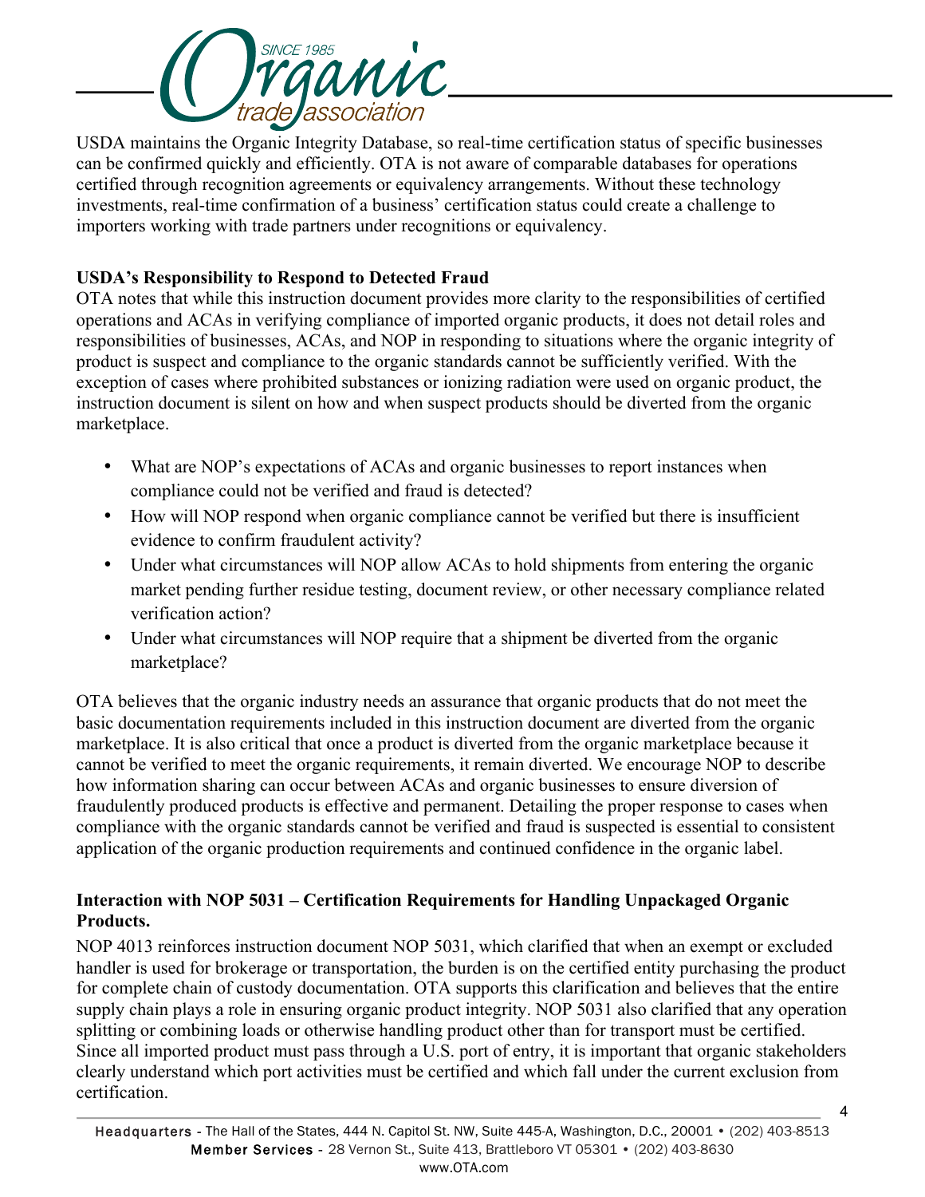USDA maintains the Organic Integrity Database, so real-time certification status of specific businesses can be confirmed quickly and efficiently. OTA is not aware of comparable databases for operations certified through recognition agreements or equivalency arrangements. Without these technology investments, real-time confirmation of a business' certification status could create a challenge to importers working with trade partners under recognitions or equivalency.

**USDA's Responsibility to Respond to Detected Fraud**

OTA notes that while this instruction document provides more clarity to the responsibilities of certified operations and ACAs in verifying compliance of imported organic products, it does not detail roles and responsibilities of businesses, ACAs, and NOP in responding to situations where the organic integrity of product is suspect and compliance to the organic standards cannot be sufficiently verified. With the exception of cases where prohibited substances or ionizing radiation were used on organic product, the instruction document is silent on how and when suspect products should be diverted from the organic marketplace.

- What are NOP's expectations of ACAs and organic businesses to report instances when compliance could not be verified and fraud is detected?
- How will NOP respond when organic compliance cannot be verified but there is insufficient evidence to confirm fraudulent activity?
- Under what circumstances will NOP allow ACAs to hold shipments from entering the organic market pending further residue testing, document review, or other necessary compliance related verification action?
- Under what circumstances will NOP require that a shipment be diverted from the organic marketplace?

OTA believes that the organic industry needs an assurance that organic products that do not meet the basic documentation requirements included in this instruction document are diverted from the organic marketplace. It is also critical that once a product is diverted from the organic marketplace because it cannot be verified to meet the organic requirements, it remain diverted. We encourage NOP to describe how information sharing can occur between ACAs and organic businesses to ensure diversion of fraudulently produced products is effective and permanent. Detailing the proper response to cases when compliance with the organic standards cannot be verified and fraud is suspected is essential to consistent application of the organic production requirements and continued confidence in the organic label.

**Interaction with NOP 5031 – Certification Requirements for Handling Unpackaged Organic Products.**

NOP 4013 reinforces instruction document NOP 5031, which clarified that when an exempt or excluded handler is used for brokerage or transportation, the burden is on the certified entity purchasing the product for complete chain of custody documentation. OTA supports this clarification and believes that the entire supply chain plays a role in ensuring organic product integrity. NOP 5031 also clarified that any operation splitting or combining loads or otherwise handling product other than for transport must be certified. Since all imported product must pass through a U.S. port of entry, it is important that organic stakeholders clearly understand which port activities must be certified and which fall under the current exclusion from certification.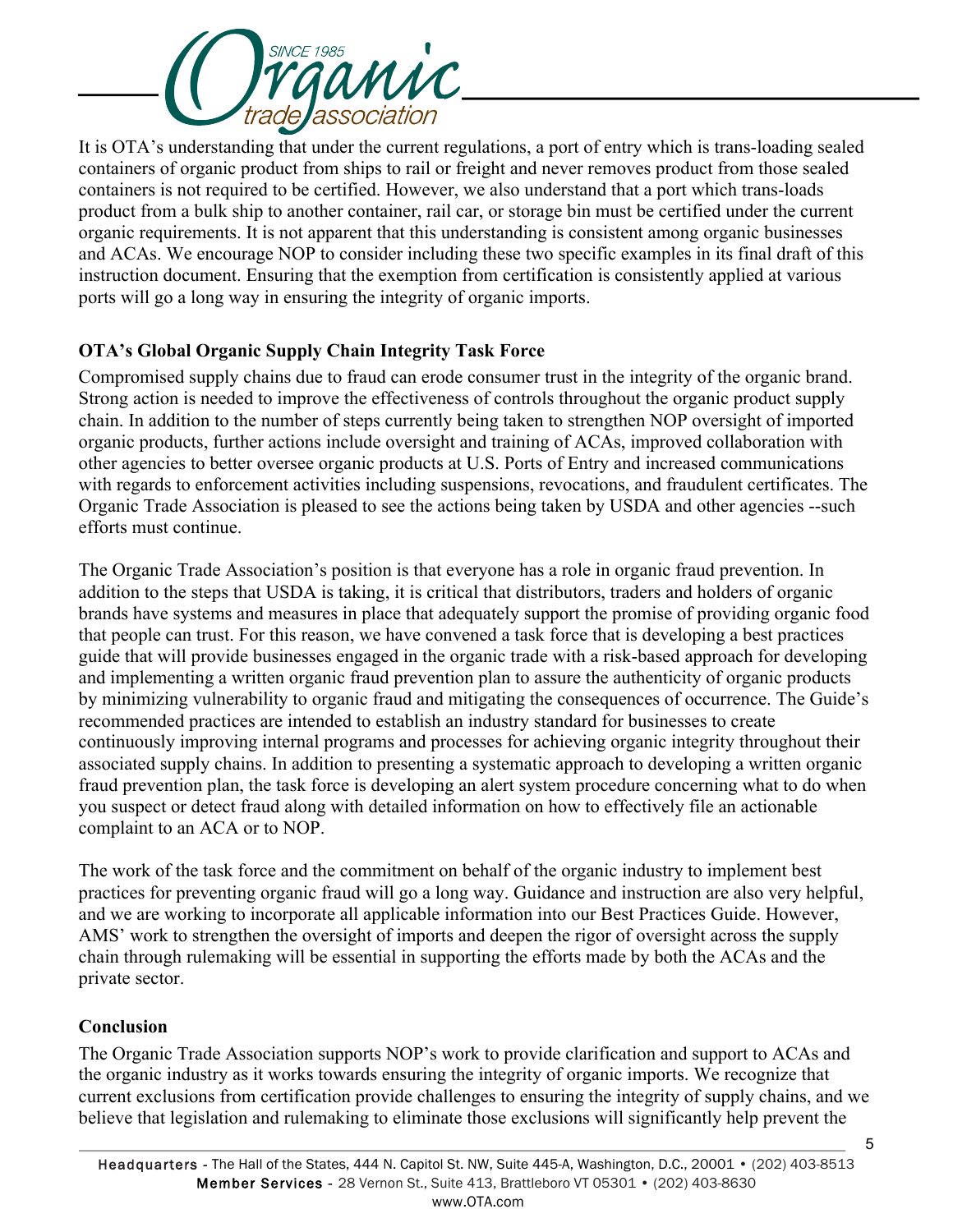It is OTA's understanding that under the current regulations, a port of entry which is trans-loading sealed containers of organic product from ships to rail or freight and never removes product from those sealed containers is not required to be certified. However, we also understand that a port which trans-loads product from a bulk ship to another container, rail car, or storage bin must be certified under the current organic requirements. It is not apparent that this understanding is consistent among organic businesses and ACAs. We encourage NOP to consider including these two specific examples in its final draft of this instruction document. Ensuring that the exemption from certification is consistently applied at various ports will go a long way in ensuring the integrity of organic imports.

**OTA's Global Organic Supply Chain Integrity Task Force**

Compromised supply chains due to fraud can erode consumer trust in the integrity of the organic brand. Strong action is needed to improve the effectiveness of controls throughout the organic product supply chain. In addition to the number of steps currently being taken to strengthen NOP oversight of imported organic products, further actions include oversight and training of ACAs, improved collaboration with other agencies to better oversee organic products at U.S. Ports of Entry and increased communications with regards to enforcement activities including suspensions, revocations, and fraudulent certificates. The Organic Trade Association is pleased to see the actions being taken by USDA and other agencies --such efforts must continue.

The Organic Trade Association's position is that everyone has a role in organic fraud prevention. In addition to the steps that USDA is taking, it is critical that distributors, traders and holders of organic brands have systems and measures in place that adequately support the promise of providing organic food that people can trust. For this reason, we have convened a task force that is developing a best practices guide that will provide businesses engaged in the organic trade with a risk-based approach for developing and implementing a written organic fraud prevention plan to assure the authenticity of organic products by minimizing vulnerability to organic fraud and mitigating the consequences of occurrence. The Guide's recommended practices are intended to establish an industry standard for businesses to create continuously improving internal programs and processes for achieving organic integrity throughout their associated supply chains. In addition to presenting a systematic approach to developing a written organic fraud prevention plan, the task force is developing an alert system procedure concerning what to do when you suspect or detect fraud along with detailed information on how to effectively file an actionable complaint to an ACA or to NOP.

The work of the task force and the commitment on behalf of the organic industry to implement best practices for preventing organic fraud will go a long way. Guidance and instruction are also very helpful, and we are working to incorporate all applicable information into our Best Practices Guide. However, AMS' work to strengthen the oversight of imports and deepen the rigor of oversight across the supply chain through rulemaking will be essential in supporting the efforts made by both the ACAs and the private sector.

**Conclusion**

The Organic Trade Association supports NOP's work to provide clarification and support to ACAs and the organic industry as it works towards ensuring the integrity of organic imports. We recognize that current exclusions from certification provide challenges to ensuring the integrity of supply chains, and we believe that legislation and rulemaking to eliminate those exclusions will significantly help prevent the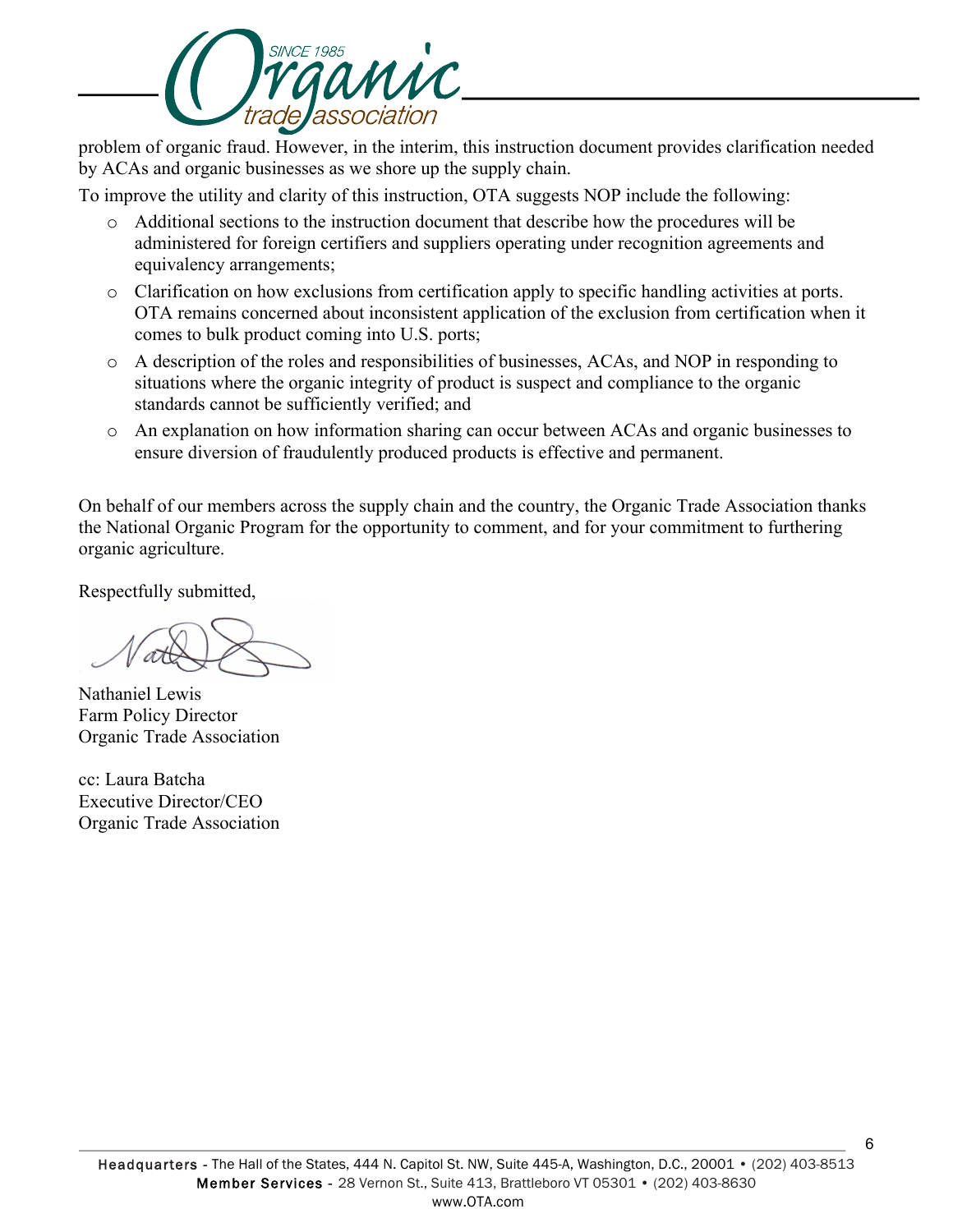problem of organic fraud. However, in the interim, this instruction document provides clarification needed by ACAs and organic businesses as we shore up the supply chain.

To improve the utility and clarity of this instruction, OTA suggests NOP include the following:

- Additional sections to the instruction document that describe how the procedures will be administered for foreign certifiers and suppliers operating under recognition agreements and equivalency arrangements;
- Clarification on how exclusions from certification apply to specific handling activities at ports. OTA remains concerned about inconsistent application of the exclusion from certification when it comes to bulk product coming into U.S. ports;
- A description of the roles and responsibilities of businesses, ACAs, and NOP in responding to situations where the organic integrity of product is suspect and compliance to the organic standards cannot be sufficiently verified; and
- An explanation on how information sharing can occur between ACAs and organic businesses to ensure diversion of fraudulently produced products is effective and permanent.

On behalf of our members across the supply chain and the country, the Organic Trade Association thanks the National Organic Program for the opportunity to comment, and for your commitment to furthering organic agriculture.

Respectfully submitted,

Nathaniel Lewis
Farm Policy Director
Organic Trade Association

cc: Laura Batcha
Executive Director/CEO
Organic Trade Association